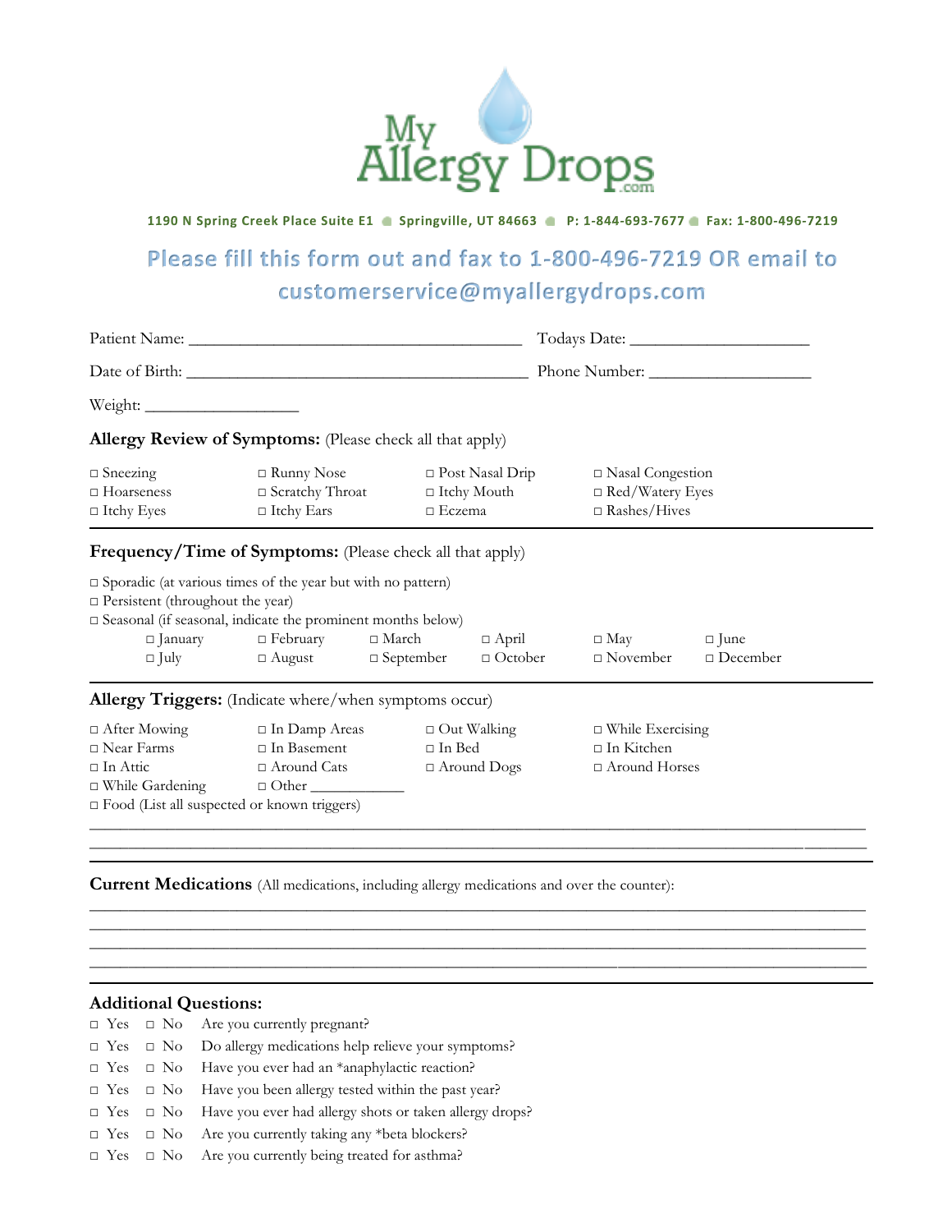# My Allergy Drops .com

**1190 N Spring Creek Place Suite E1 • Springville, UT 84663 • P: 1-844-693-7677 • Fax: 1-800-496-7219**

## Please fill this form out and fax to 1-800-496-7219 OR email to customerservice@myallergydrops.com

Patient Name: ________________________________________ Todays Date: _____________________

Date of Birth: _________________________________________ Phone Number: ___________________

Weight: __________________

**Allergy Review of Symptoms:** (Please check all that apply)

□ Sneezing □ Runny Nose □ Post Nasal Drip □ Nasal Congestion
□ Hoarseness □ Scratchy Throat □ Itchy Mouth □ Red/Watery Eyes
□ Itchy Eyes □ Itchy Ears □ Eczema □ Rashes/Hives

---

**Frequency/Time of Symptoms:** (Please check all that apply)

□ Sporadic (at various times of the year but with no pattern)
□ Persistent (throughout the year)
□ Seasonal (if seasonal, indicate the prominent months below)

□ January □ February □ March □ April □ May □ June
□ July □ August □ September □ October □ November □ December

---

**Allergy Triggers:** (Indicate where/when symptoms occur)

□ After Mowing □ In Damp Areas □ Out Walking □ While Exercising
□ Near Farms □ In Basement □ In Bed □ In Kitchen
□ In Attic □ Around Cats □ Around Dogs □ Around Horses
□ While Gardening □ Other ___________
□ Food (List all suspected or known triggers)

_____________________________________________________________________________________________
_____________________________________________________________________________________________

---

**Current Medications** (All medications, including allergy medications and over the counter):

_____________________________________________________________________________________________
_____________________________________________________________________________________________
_____________________________________________________________________________________________
_____________________________________________________________________________________________

---

**Additional Questions:**

□ Yes □ No Are you currently pregnant?
□ Yes □ No Do allergy medications help relieve your symptoms?
□ Yes □ No Have you ever had an *anaphylactic reaction?
□ Yes □ No Have you been allergy tested within the past year?
□ Yes □ No Have you ever had allergy shots or taken allergy drops?
□ Yes □ No Are you currently taking any *beta blockers?
□ Yes □ No Are you currently being treated for asthma?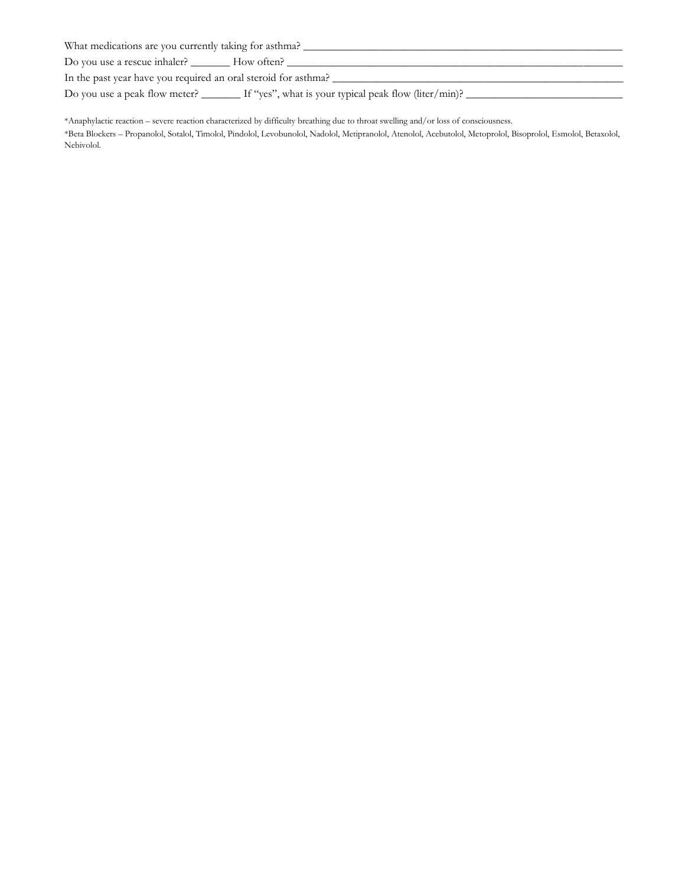What medications are you currently taking for asthma? ___________________________________________________________

Do you use a rescue inhaler? _______ How often? _________________________________________________________________

In the past year have you required an oral steroid for asthma? _______________________________________________________

Do you use a peak flow meter? _______ If "yes", what is your typical peak flow (liter/min)? ____________________________

*Anaphylactic reaction – severe reaction characterized by difficulty breathing due to throat swelling and/or loss of consciousness.

*Beta Blockers – Propanolol, Sotalol, Timolol, Pindolol, Levobunolol, Nadolol, Metipranolol, Atenolol, Acebutolol, Metoprolol, Bisoprolol, Esmolol, Betaxolol, Nebivolol.